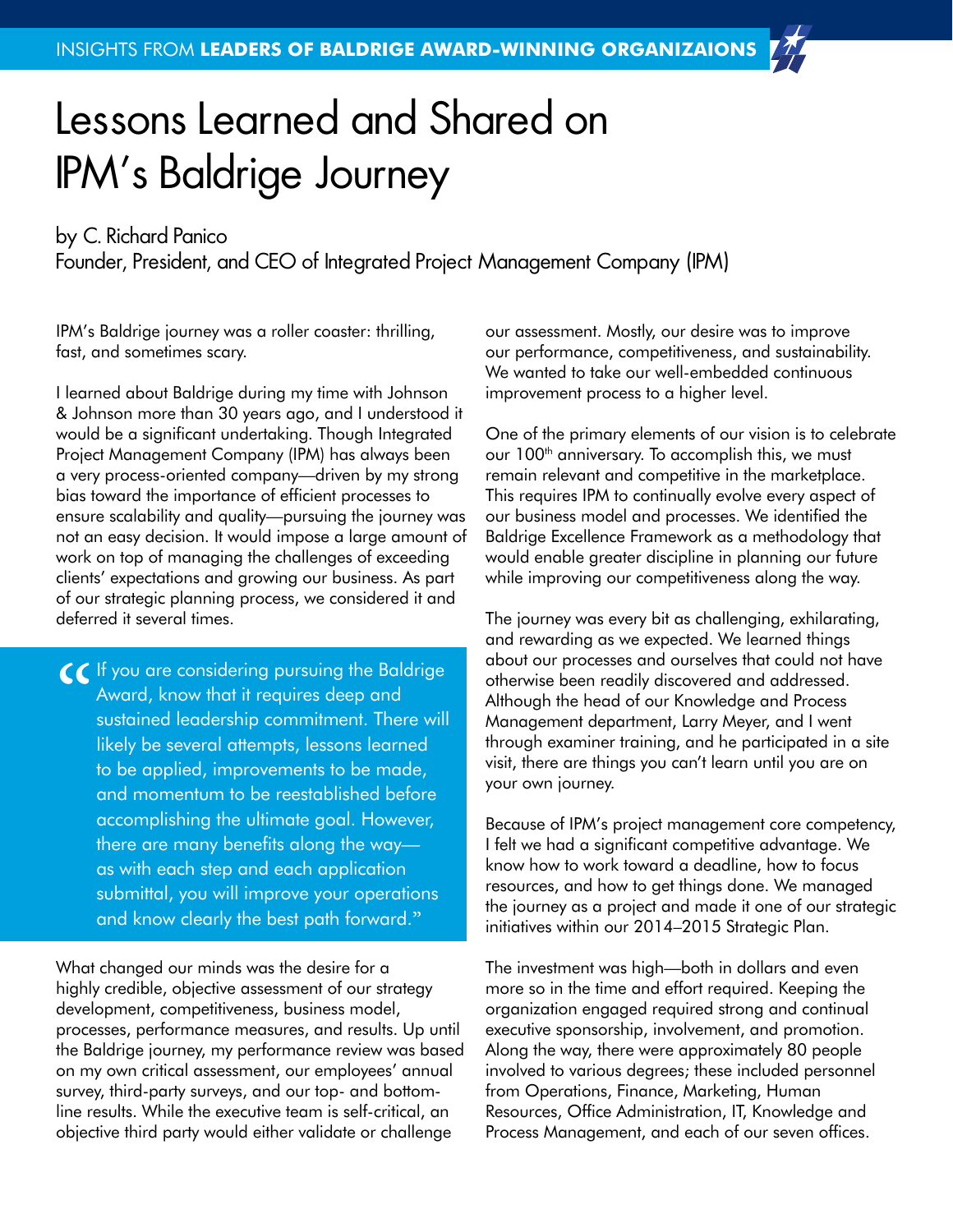INSIGHTS FROM **LEADERS OF BALDRIGE AWARD-WINNING ORGANIZAIONS**

# Lessons Learned and Shared on IPM's Baldrige Journey

by C. Richard Panico
Founder, President, and CEO of Integrated Project Management Company (IPM)

IPM's Baldrige journey was a roller coaster: thrilling, fast, and sometimes scary.

I learned about Baldrige during my time with Johnson & Johnson more than 30 years ago, and I understood it would be a significant undertaking. Though Integrated Project Management Company (IPM) has always been a very process-oriented company—driven by my strong bias toward the importance of efficient processes to ensure scalability and quality—pursuing the journey was not an easy decision. It would impose a large amount of work on top of managing the challenges of exceeding clients' expectations and growing our business. As part of our strategic planning process, we considered it and deferred it several times.

> "If you are considering pursuing the Baldrige Award, know that it requires deep and sustained leadership commitment. There will likely be several attempts, lessons learned to be applied, improvements to be made, and momentum to be reestablished before accomplishing the ultimate goal. However, there are many benefits along the way—as with each step and each application submittal, you will improve your operations and know clearly the best path forward."

What changed our minds was the desire for a highly credible, objective assessment of our strategy development, competitiveness, business model, processes, performance measures, and results. Up until the Baldrige journey, my performance review was based on my own critical assessment, our employees' annual survey, third-party surveys, and our top- and bottom-line results. While the executive team is self-critical, an objective third party would either validate or challenge our assessment. Mostly, our desire was to improve our performance, competitiveness, and sustainability. We wanted to take our well-embedded continuous improvement process to a higher level.

One of the primary elements of our vision is to celebrate our 100th anniversary. To accomplish this, we must remain relevant and competitive in the marketplace. This requires IPM to continually evolve every aspect of our business model and processes. We identified the Baldrige Excellence Framework as a methodology that would enable greater discipline in planning our future while improving our competitiveness along the way.

The journey was every bit as challenging, exhilarating, and rewarding as we expected. We learned things about our processes and ourselves that could not have otherwise been readily discovered and addressed. Although the head of our Knowledge and Process Management department, Larry Meyer, and I went through examiner training, and he participated in a site visit, there are things you can't learn until you are on your own journey.

Because of IPM's project management core competency, I felt we had a significant competitive advantage. We know how to work toward a deadline, how to focus resources, and how to get things done. We managed the journey as a project and made it one of our strategic initiatives within our 2014–2015 Strategic Plan.

The investment was high—both in dollars and even more so in the time and effort required. Keeping the organization engaged required strong and continual executive sponsorship, involvement, and promotion. Along the way, there were approximately 80 people involved to various degrees; these included personnel from Operations, Finance, Marketing, Human Resources, Office Administration, IT, Knowledge and Process Management, and each of our seven offices.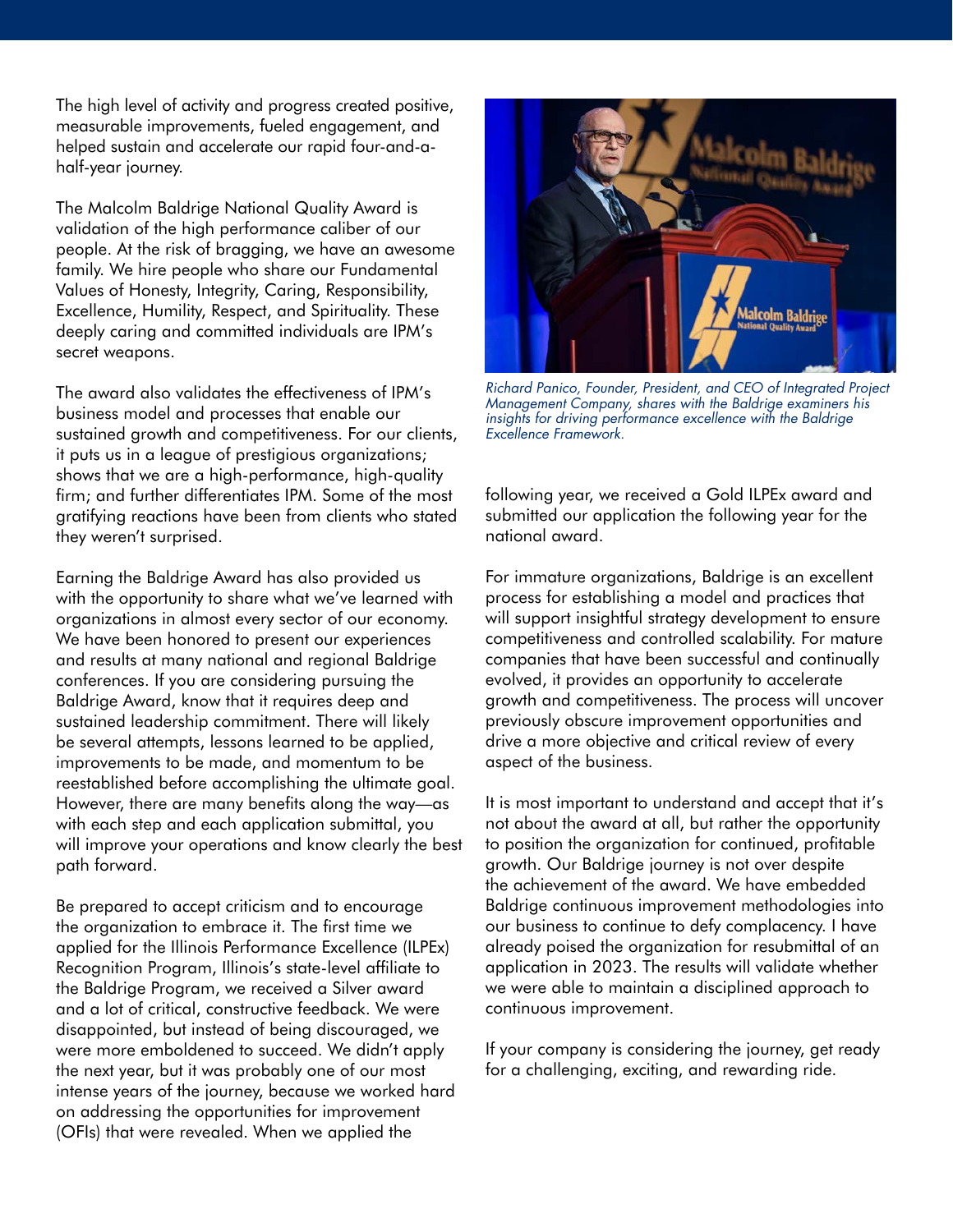The high level of activity and progress created positive, measurable improvements, fueled engagement, and helped sustain and accelerate our rapid four-and-a-half-year journey.

The Malcolm Baldrige National Quality Award is validation of the high performance caliber of our people. At the risk of bragging, we have an awesome family. We hire people who share our Fundamental Values of Honesty, Integrity, Caring, Responsibility, Excellence, Humility, Respect, and Spirituality. These deeply caring and committed individuals are IPM's secret weapons.

The award also validates the effectiveness of IPM's business model and processes that enable our sustained growth and competitiveness. For our clients, it puts us in a league of prestigious organizations; shows that we are a high-performance, high-quality firm; and further differentiates IPM. Some of the most gratifying reactions have been from clients who stated they weren't surprised.

Earning the Baldrige Award has also provided us with the opportunity to share what we've learned with organizations in almost every sector of our economy. We have been honored to present our experiences and results at many national and regional Baldrige conferences. If you are considering pursuing the Baldrige Award, know that it requires deep and sustained leadership commitment. There will likely be several attempts, lessons learned to be applied, improvements to be made, and momentum to be reestablished before accomplishing the ultimate goal. However, there are many benefits along the way—as with each step and each application submittal, you will improve your operations and know clearly the best path forward.

Be prepared to accept criticism and to encourage the organization to embrace it. The first time we applied for the Illinois Performance Excellence (ILPEx) Recognition Program, Illinois's state-level affiliate to the Baldrige Program, we received a Silver award and a lot of critical, constructive feedback. We were disappointed, but instead of being discouraged, we were more emboldened to succeed. We didn't apply the next year, but it was probably one of our most intense years of the journey, because we worked hard on addressing the opportunities for improvement (OFIs) that were revealed. When we applied the following year, we received a Gold ILPEx award and submitted our application the following year for the national award.

*Richard Panico, Founder, President, and CEO of Integrated Project Management Company, shares with the Baldrige examiners his insights for driving performance excellence with the Baldrige Excellence Framework.*

For immature organizations, Baldrige is an excellent process for establishing a model and practices that will support insightful strategy development to ensure competitiveness and controlled scalability. For mature companies that have been successful and continually evolved, it provides an opportunity to accelerate growth and competitiveness. The process will uncover previously obscure improvement opportunities and drive a more objective and critical review of every aspect of the business.

It is most important to understand and accept that it's not about the award at all, but rather the opportunity to position the organization for continued, profitable growth. Our Baldrige journey is not over despite the achievement of the award. We have embedded Baldrige continuous improvement methodologies into our business to continue to defy complacency. I have already poised the organization for resubmittal of an application in 2023. The results will validate whether we were able to maintain a disciplined approach to continuous improvement.

If your company is considering the journey, get ready for a challenging, exciting, and rewarding ride.